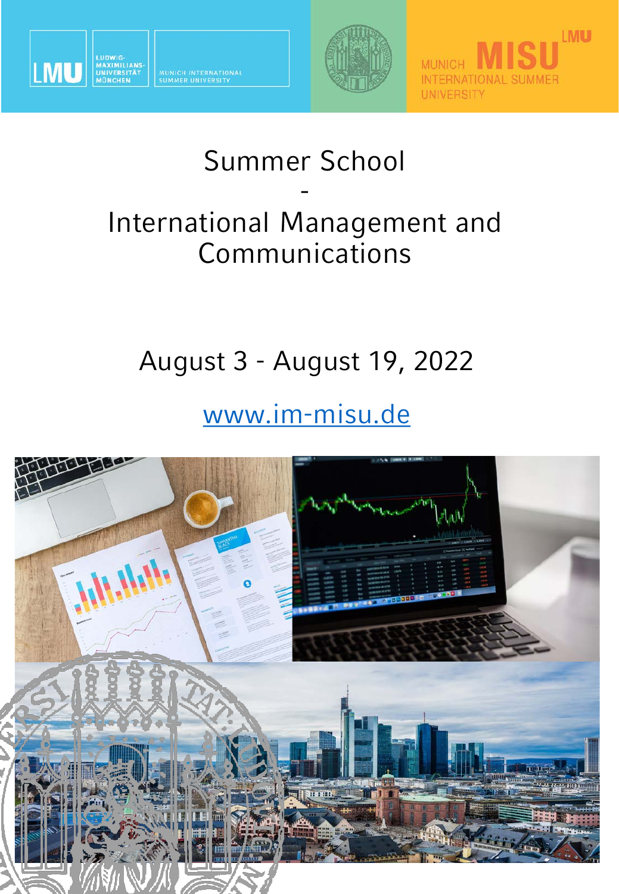LMU LUDWIG-MAXIMILIANS-UNIVERSITÄT MÜNCHEN MUNICH INTERNATIONAL SUMMER UNIVERSITY

MUNICH MISU LMU INTERNATIONAL SUMMER UNIVERSITY

# Summer School
-
# International Management and Communications

## August 3 - August 19, 2022

[www.im-misu.de](http://www.im-misu.de)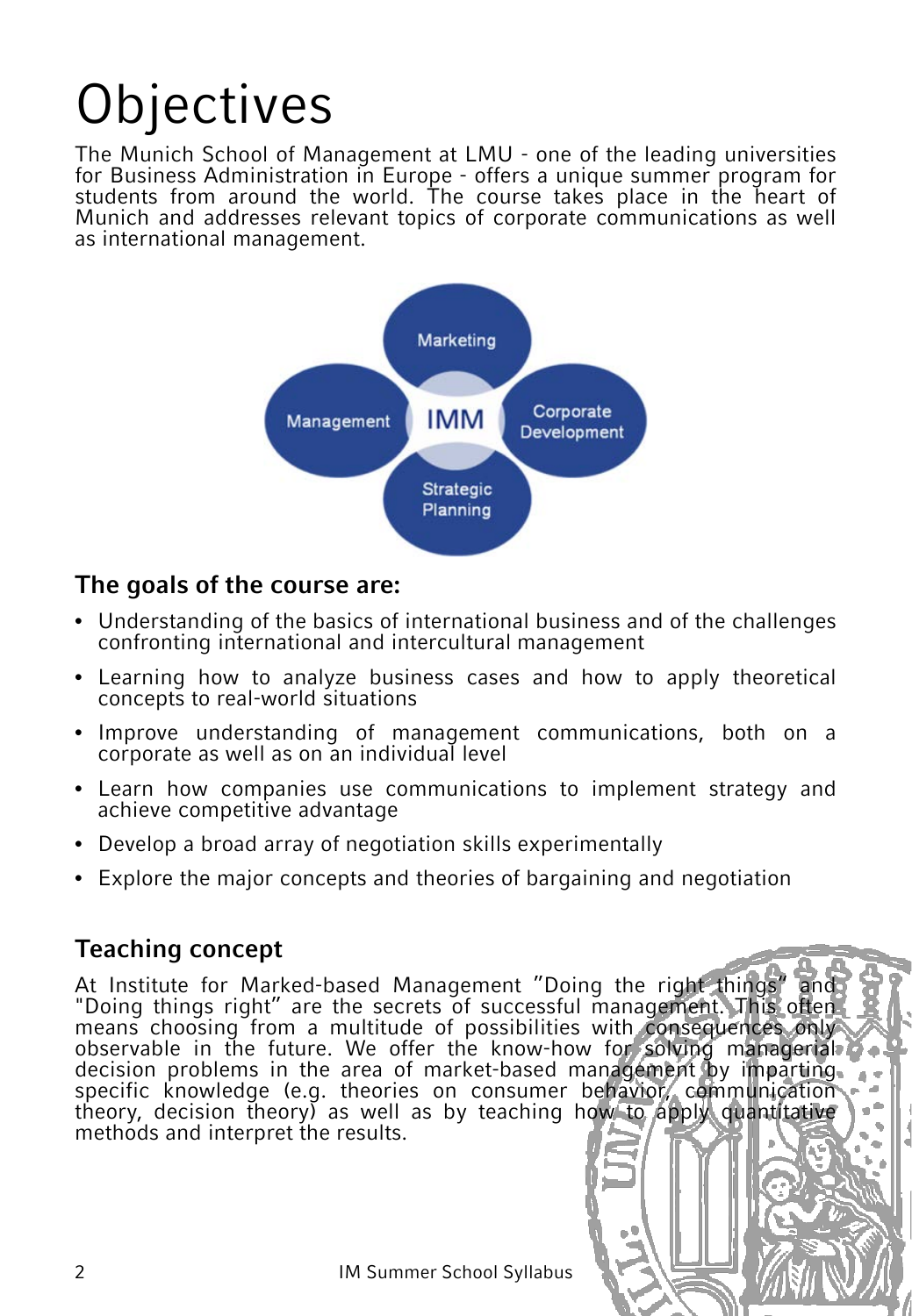# Objectives

The Munich School of Management at LMU - one of the leading universities for Business Administration in Europe - offers a unique summer program for students from around the world. The course takes place in the heart of Munich and addresses relevant topics of corporate communications as well as international management.

Marketing

Management IMM Corporate Development

Strategic Planning

### The goals of the course are:

- Understanding of the basics of international business and of the challenges confronting international and intercultural management
- Learning how to analyze business cases and how to apply theoretical concepts to real-world situations
- Improve understanding of management communications, both on a corporate as well as on an individual level
- Learn how companies use communications to implement strategy and achieve competitive advantage
- Develop a broad array of negotiation skills experimentally
- Explore the major concepts and theories of bargaining and negotiation

### Teaching concept

At Institute for Marked-based Management "Doing the right things" and "Doing things right" are the secrets of successful management. This often means choosing from a multitude of possibilities with consequences only observable in the future. We offer the know-how for solving managerial decision problems in the area of market-based management by imparting specific knowledge (e.g. theories on consumer behavior, communication theory, decision theory) as well as by teaching how to apply quantitative methods and interpret the results.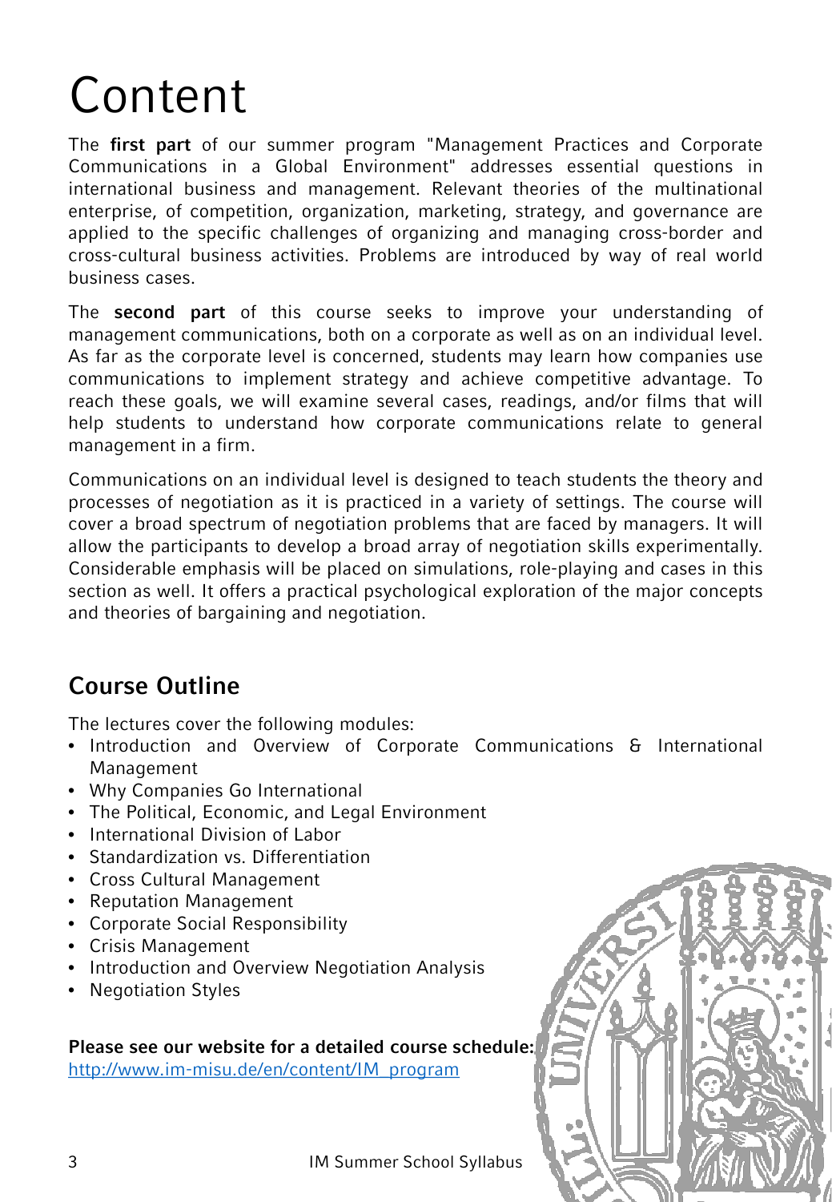# Content

The **first part** of our summer program "Management Practices and Corporate Communications in a Global Environment" addresses essential questions in international business and management. Relevant theories of the multinational enterprise, of competition, organization, marketing, strategy, and governance are applied to the specific challenges of organizing and managing cross-border and cross-cultural business activities. Problems are introduced by way of real world business cases.

The **second part** of this course seeks to improve your understanding of management communications, both on a corporate as well as on an individual level. As far as the corporate level is concerned, students may learn how companies use communications to implement strategy and achieve competitive advantage. To reach these goals, we will examine several cases, readings, and/or films that will help students to understand how corporate communications relate to general management in a firm.

Communications on an individual level is designed to teach students the theory and processes of negotiation as it is practiced in a variety of settings. The course will cover a broad spectrum of negotiation problems that are faced by managers. It will allow the participants to develop a broad array of negotiation skills experimentally. Considerable emphasis will be placed on simulations, role-playing and cases in this section as well. It offers a practical psychological exploration of the major concepts and theories of bargaining and negotiation.

## Course Outline

The lectures cover the following modules:

- Introduction and Overview of Corporate Communications & International Management
- Why Companies Go International
- The Political, Economic, and Legal Environment
- International Division of Labor
- Standardization vs. Differentiation
- Cross Cultural Management
- Reputation Management
- Corporate Social Responsibility
- Crisis Management
- Introduction and Overview Negotiation Analysis
- Negotiation Styles

**Please see our website for a detailed course schedule:**
http://www.im-misu.de/en/content/IM_program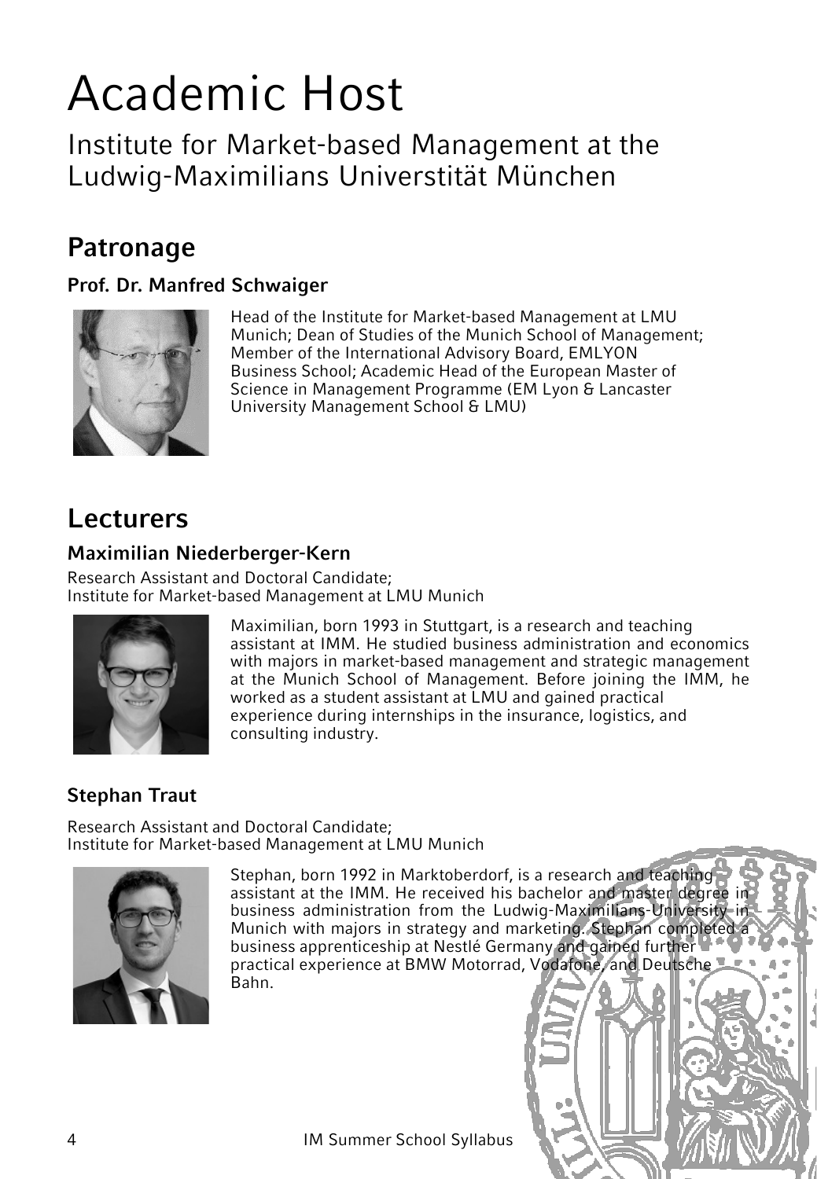# Academic Host

Institute for Market-based Management at the Ludwig-Maximilians Universtität München

## Patronage

### Prof. Dr. Manfred Schwaiger

Head of the Institute for Market-based Management at LMU Munich; Dean of Studies of the Munich School of Management; Member of the International Advisory Board, EMLYON Business School; Academic Head of the European Master of Science in Management Programme (EM Lyon & Lancaster University Management School & LMU)

## Lecturers

### Maximilian Niederberger-Kern

Research Assistant and Doctoral Candidate;
Institute for Market-based Management at LMU Munich

Maximilian, born 1993 in Stuttgart, is a research and teaching assistant at IMM. He studied business administration and economics with majors in market-based management and strategic management at the Munich School of Management. Before joining the IMM, he worked as a student assistant at LMU and gained practical experience during internships in the insurance, logistics, and consulting industry.

### Stephan Traut

Research Assistant and Doctoral Candidate;
Institute for Market-based Management at LMU Munich

Stephan, born 1992 in Marktoberdorf, is a research and teaching assistant at the IMM. He received his bachelor and master degree in business administration from the Ludwig-Maximilians-University in Munich with majors in strategy and marketing. Stephan completed a business apprenticeship at Nestlé Germany and gained further practical experience at BMW Motorrad, Vodafone, and Deutsche Bahn.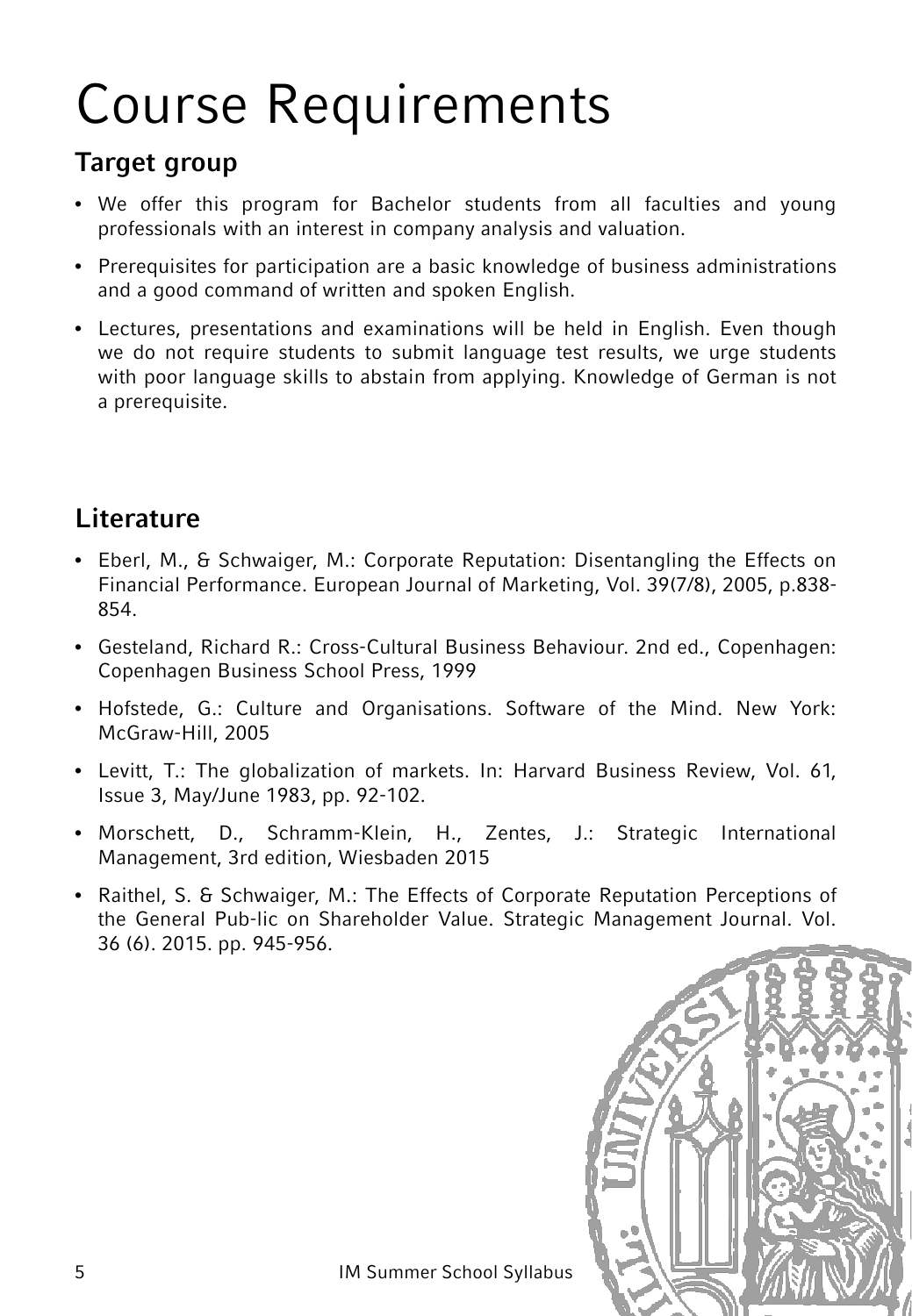# Course Requirements

## Target group

- We offer this program for Bachelor students from all faculties and young professionals with an interest in company analysis and valuation.
- Prerequisites for participation are a basic knowledge of business administrations and a good command of written and spoken English.
- Lectures, presentations and examinations will be held in English. Even though we do not require students to submit language test results, we urge students with poor language skills to abstain from applying. Knowledge of German is not a prerequisite.

## Literature

- Eberl, M., & Schwaiger, M.: Corporate Reputation: Disentangling the Effects on Financial Performance. European Journal of Marketing, Vol. 39(7/8), 2005, p.838-854.
- Gesteland, Richard R.: Cross-Cultural Business Behaviour. 2nd ed., Copenhagen: Copenhagen Business School Press, 1999
- Hofstede, G.: Culture and Organisations. Software of the Mind. New York: McGraw-Hill, 2005
- Levitt, T.: The globalization of markets. In: Harvard Business Review, Vol. 61, Issue 3, May/June 1983, pp. 92-102.
- Morschett, D., Schramm-Klein, H., Zentes, J.: Strategic International Management, 3rd edition, Wiesbaden 2015
- Raithel, S. & Schwaiger, M.: The Effects of Corporate Reputation Perceptions of the General Pub-lic on Shareholder Value. Strategic Management Journal. Vol. 36 (6). 2015. pp. 945-956.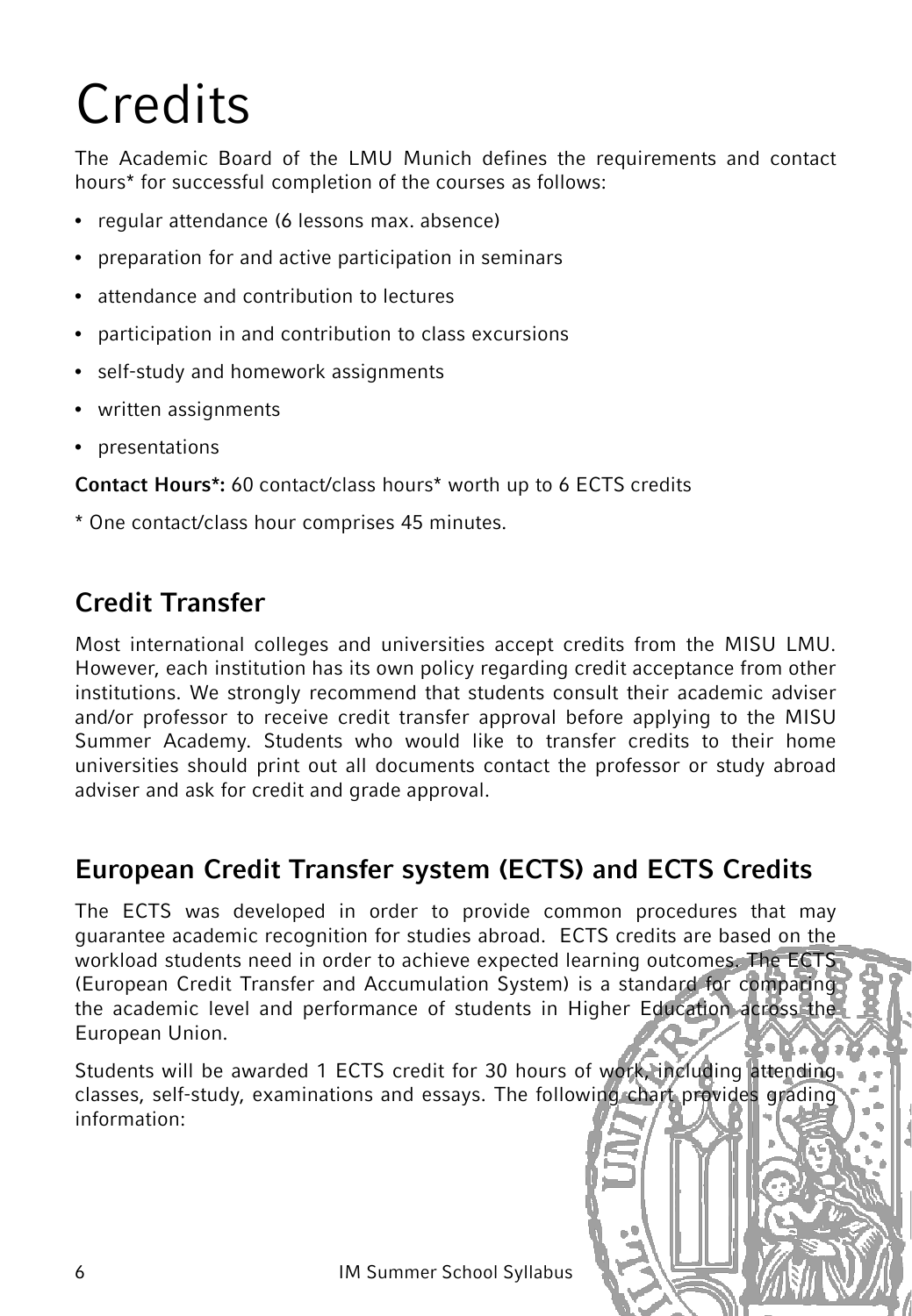# Credits

The Academic Board of the LMU Munich defines the requirements and contact hours* for successful completion of the courses as follows:

- regular attendance (6 lessons max. absence)
- preparation for and active participation in seminars
- attendance and contribution to lectures
- participation in and contribution to class excursions
- self-study and homework assignments
- written assignments
- presentations

**Contact Hours*:** 60 contact/class hours* worth up to 6 ECTS credits

* One contact/class hour comprises 45 minutes.

## Credit Transfer

Most international colleges and universities accept credits from the MISU LMU. However, each institution has its own policy regarding credit acceptance from other institutions. We strongly recommend that students consult their academic adviser and/or professor to receive credit transfer approval before applying to the MISU Summer Academy. Students who would like to transfer credits to their home universities should print out all documents contact the professor or study abroad adviser and ask for credit and grade approval.

## European Credit Transfer system (ECTS) and ECTS Credits

The ECTS was developed in order to provide common procedures that may guarantee academic recognition for studies abroad. ECTS credits are based on the workload students need in order to achieve expected learning outcomes. The ECTS (European Credit Transfer and Accumulation System) is a standard for comparing the academic level and performance of students in Higher Education across the European Union.

Students will be awarded 1 ECTS credit for 30 hours of work, including attending classes, self-study, examinations and essays. The following chart provides grading information: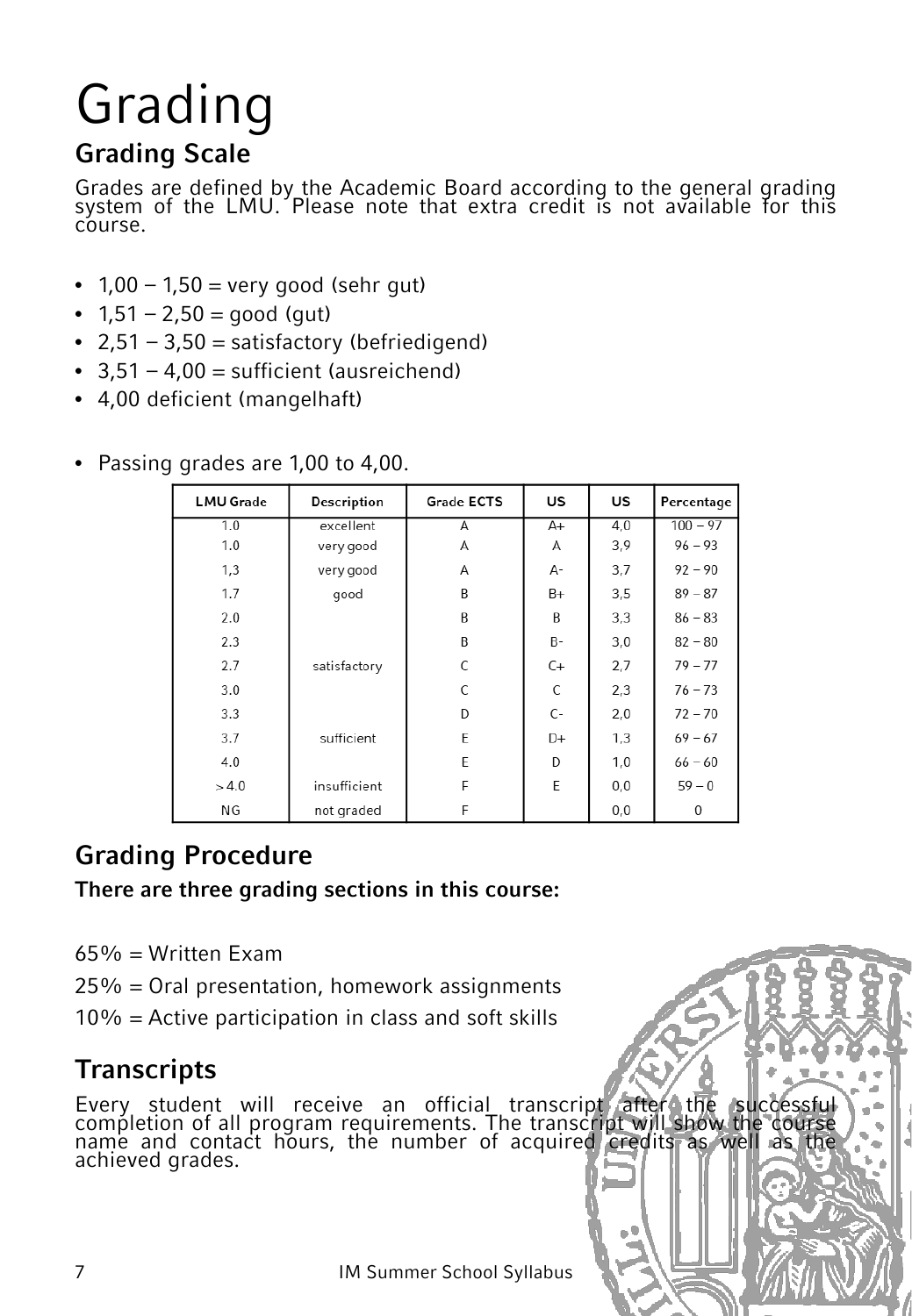# Grading

## Grading Scale

Grades are defined by the Academic Board according to the general grading system of the LMU. Please note that extra credit is not available for this course.

- 1,00 – 1,50 = very good (sehr gut)
- 1,51 – 2,50 = good (gut)
- 2,51 – 3,50 = satisfactory (befriedigend)
- 3,51 – 4,00 = sufficient (ausreichend)
- 4,00 deficient (mangelhaft)

- Passing grades are 1,00 to 4,00.

| LMU Grade | Description | Grade ECTS | US | US | Percentage |
|---|---|---|---|---|---|
| 1.0 | excellent | A | A+ | 4,0 | 100 – 97 |
| 1.0 | very good | A | A | 3,9 | 96 – 93 |
| 1,3 | very good | A | A- | 3,7 | 92 – 90 |
| 1.7 | good | B | B+ | 3,5 | 89 – 87 |
| 2.0 | | B | B | 3,3 | 86 – 83 |
| 2.3 | | B | B- | 3,0 | 82 – 80 |
| 2.7 | satisfactory | C | C+ | 2,7 | 79 – 77 |
| 3.0 | | C | C | 2,3 | 76 – 73 |
| 3.3 | | D | C- | 2,0 | 72 – 70 |
| 3.7 | sufficient | E | D+ | 1,3 | 69 – 67 |
| 4.0 | | E | D | 1,0 | 66 – 60 |
| >4.0 | insufficient | F | E | 0,0 | 59 – 0 |
| NG | not graded | F | | 0,0 | 0 |

## Grading Procedure

**There are three grading sections in this course:**

65% = Written Exam

25% = Oral presentation, homework assignments

10% = Active participation in class and soft skills

## Transcripts

Every student will receive an official transcript after the successful completion of all program requirements. The transcript will show the course name and contact hours, the number of acquired credits as well as the achieved grades.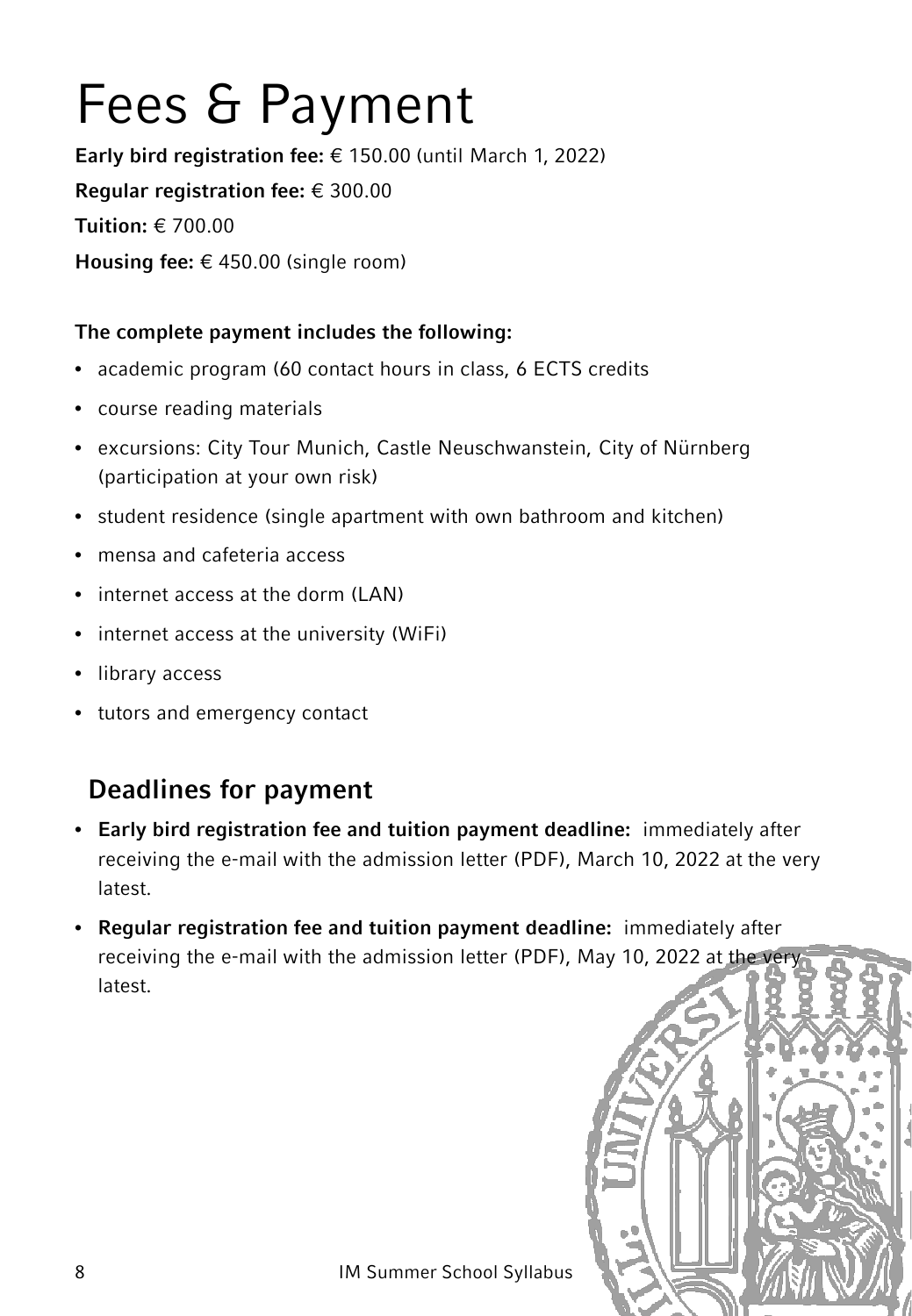# Fees & Payment

**Early bird registration fee:** € 150.00 (until March 1, 2022)

**Regular registration fee:** € 300.00

**Tuition:** € 700.00

**Housing fee:** € 450.00 (single room)

**The complete payment includes the following:**

- academic program (60 contact hours in class, 6 ECTS credits
- course reading materials
- excursions: City Tour Munich, Castle Neuschwanstein, City of Nürnberg (participation at your own risk)
- student residence (single apartment with own bathroom and kitchen)
- mensa and cafeteria access
- internet access at the dorm (LAN)
- internet access at the university (WiFi)
- library access
- tutors and emergency contact

## Deadlines for payment

- **Early bird registration fee and tuition payment deadline:** immediately after receiving the e-mail with the admission letter (PDF), March 10, 2022 at the very latest.
- **Regular registration fee and tuition payment deadline:** immediately after receiving the e-mail with the admission letter (PDF), May 10, 2022 at the very latest.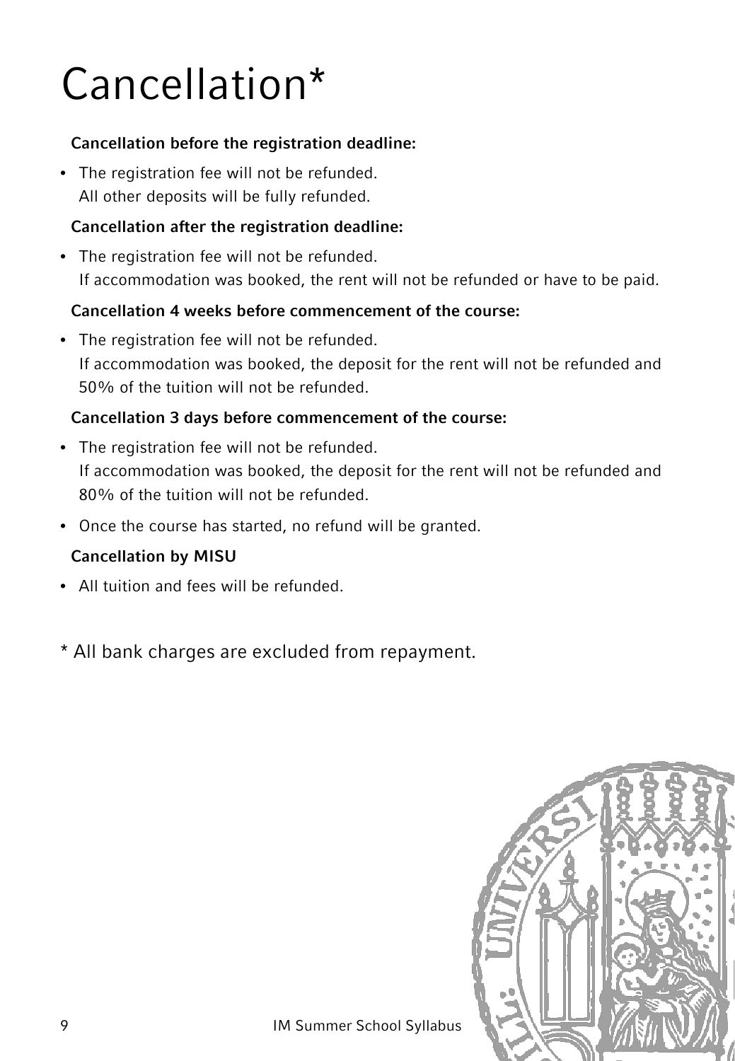# Cancellation*

**Cancellation before the registration deadline:**

- The registration fee will not be refunded.
  All other deposits will be fully refunded.

**Cancellation after the registration deadline:**

- The registration fee will not be refunded.
  If accommodation was booked, the rent will not be refunded or have to be paid.

**Cancellation 4 weeks before commencement of the course:**

- The registration fee will not be refunded.
  If accommodation was booked, the deposit for the rent will not be refunded and 50% of the tuition will not be refunded.

**Cancellation 3 days before commencement of the course:**

- The registration fee will not be refunded.
  If accommodation was booked, the deposit for the rent will not be refunded and 80% of the tuition will not be refunded.
- Once the course has started, no refund will be granted.

**Cancellation by MISU**

- All tuition and fees will be refunded.

* All bank charges are excluded from repayment.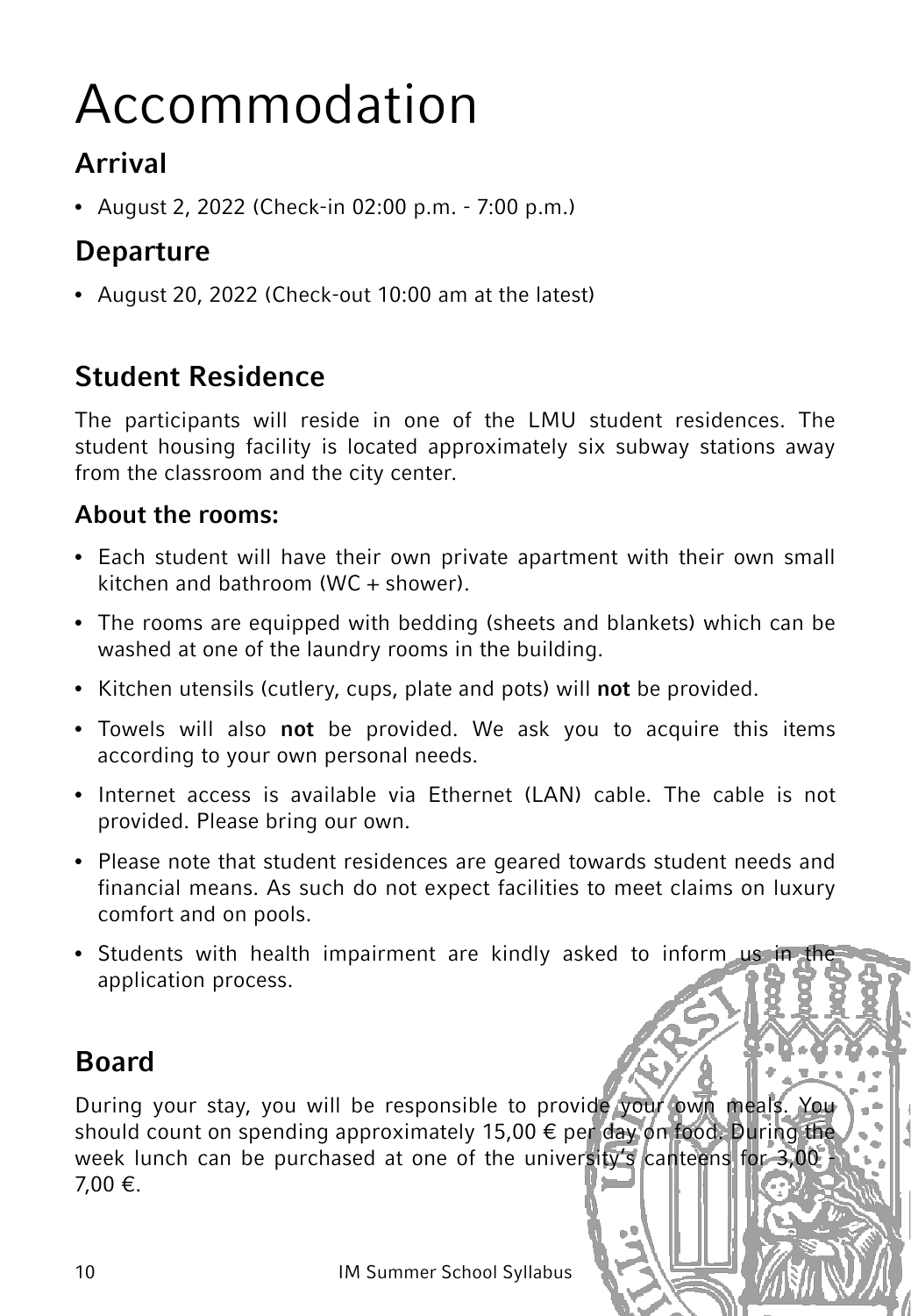# Accommodation

## Arrival

- August 2, 2022 (Check-in 02:00 p.m. - 7:00 p.m.)

## Departure

- August 20, 2022 (Check-out 10:00 am at the latest)

## Student Residence

The participants will reside in one of the LMU student residences. The student housing facility is located approximately six subway stations away from the classroom and the city center.

### About the rooms:

- Each student will have their own private apartment with their own small kitchen and bathroom (WC + shower).
- The rooms are equipped with bedding (sheets and blankets) which can be washed at one of the laundry rooms in the building.
- Kitchen utensils (cutlery, cups, plate and pots) will **not** be provided.
- Towels will also **not** be provided. We ask you to acquire this items according to your own personal needs.
- Internet access is available via Ethernet (LAN) cable. The cable is not provided. Please bring our own.
- Please note that student residences are geared towards student needs and financial means. As such do not expect facilities to meet claims on luxury comfort and on pools.
- Students with health impairment are kindly asked to inform us in the application process.

## Board

During your stay, you will be responsible to provide your own meals. You should count on spending approximately 15,00 € per day on food. During the week lunch can be purchased at one of the university's canteens for 3,00 - 7,00 €.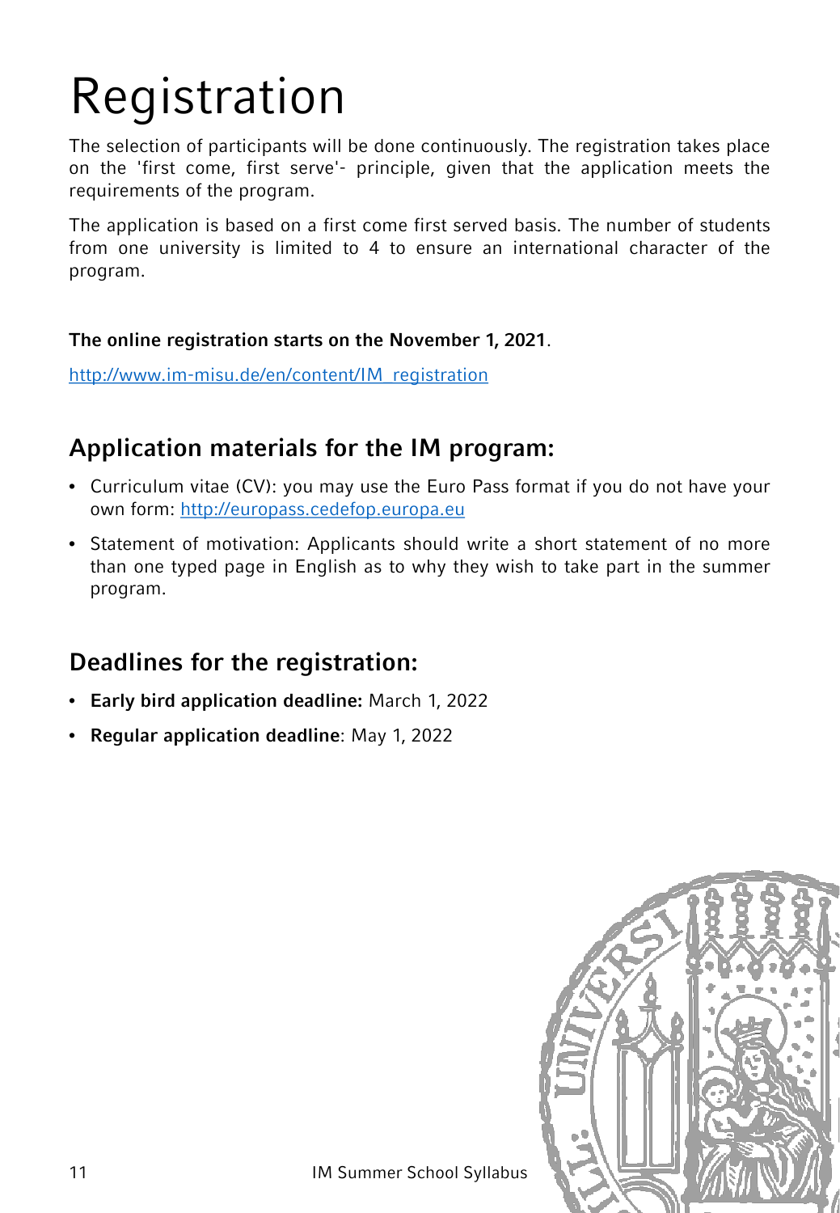# Registration

The selection of participants will be done continuously. The registration takes place on the 'first come, first serve'- principle, given that the application meets the requirements of the program.

The application is based on a first come first served basis. The number of students from one university is limited to 4 to ensure an international character of the program.

**The online registration starts on the November 1, 2021**.

http://www.im-misu.de/en/content/IM_registration

## Application materials for the IM program:

- Curriculum vitae (CV): you may use the Euro Pass format if you do not have your own form: http://europass.cedefop.europa.eu
- Statement of motivation: Applicants should write a short statement of no more than one typed page in English as to why they wish to take part in the summer program.

## Deadlines for the registration:

- **Early bird application deadline:** March 1, 2022
- **Regular application deadline**: May 1, 2022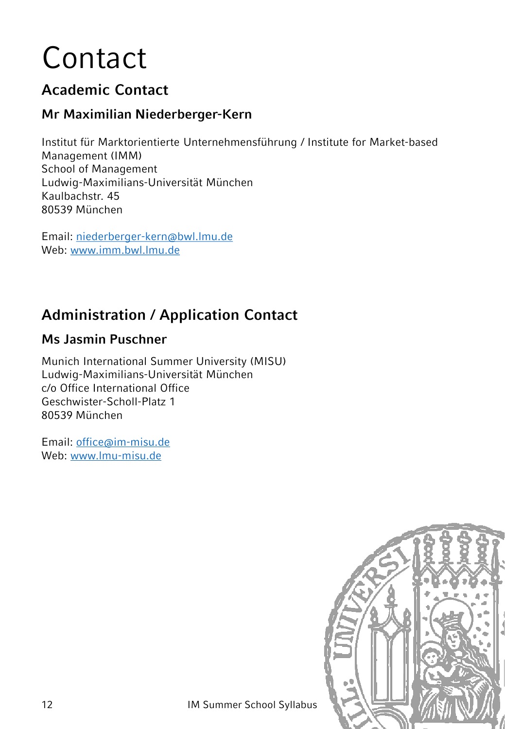# Contact

## Academic Contact

### Mr Maximilian Niederberger-Kern

Institut für Marktorientierte Unternehmensführung / Institute for Market-based Management (IMM)
School of Management
Ludwig-Maximilians-Universität München
Kaulbachstr. 45
80539 München

Email: niederberger-kern@bwl.lmu.de
Web: www.imm.bwl.lmu.de

## Administration / Application Contact

### Ms Jasmin Puschner

Munich International Summer University (MISU)
Ludwig-Maximilians-Universität München
c/o Office International Office
Geschwister-Scholl-Platz 1
80539 München

Email: office@im-misu.de
Web: www.lmu-misu.de